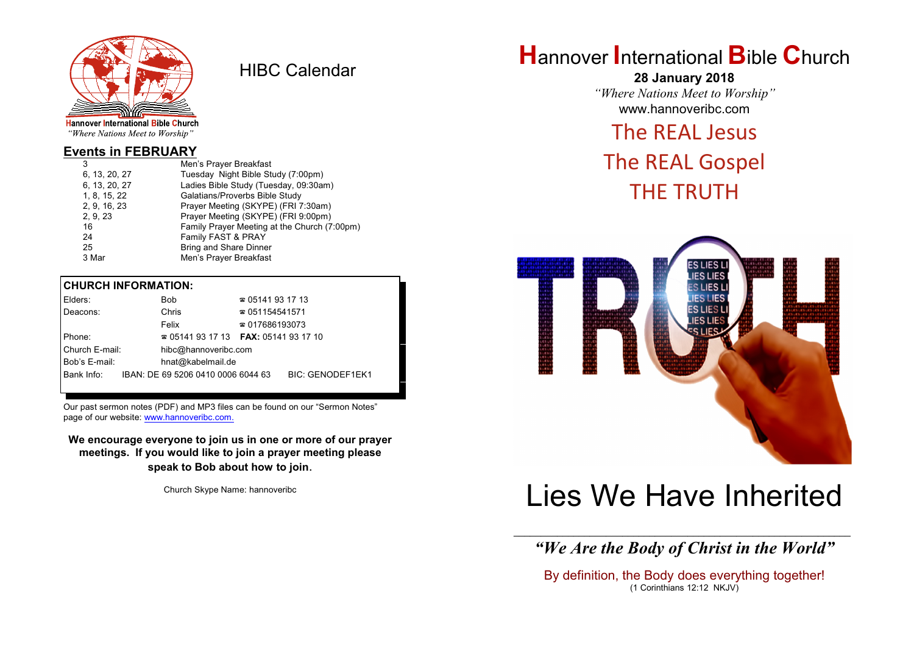Hannover International Bible Church
*"Where Nations Meet to Worship"*

# HIBC Calendar

## Events in FEBRUARY

| | |
|---|---|
| 3 | Men's Prayer Breakfast |
| 6, 13, 20, 27 | Tuesday Night Bible Study (7:00pm) |
| 6, 13, 20, 27 | Ladies Bible Study (Tuesday, 09:30am) |
| 1, 8, 15, 22 | Galatians/Proverbs Bible Study |
| 2, 9, 16, 23 | Prayer Meeting (SKYPE) (FRI 7:30am) |
| 2, 9, 23 | Prayer Meeting (SKYPE) (FRI 9:00pm) |
| 16 | Family Prayer Meeting at the Church (7:00pm) |
| 24 | Family FAST & PRAY |
| 25 | Bring and Share Dinner |
| 3 Mar | Men's Prayer Breakfast |

## CHURCH INFORMATION:

| | | |
|---|---|---|
| Elders: | Bob | ☎ 05141 93 17 13 |
| Deacons: | Chris | ☎ 051154541571 |
| | Felix | ☎ 017686193073 |
| Phone: | ☎ 05141 93 17 13 | **FAX:** 05141 93 17 10 |
| Church E-mail: | hibc@hannoveribc.com | |
| Bob's E-mail: | hnat@kabelmail.de | |
| Bank Info: | IBAN: DE 69 5206 0410 0006 6044 63 | BIC: GENODEF1EK1 |

Our past sermon notes (PDF) and MP3 files can be found on our "Sermon Notes" page of our website: www.hannoveribc.com.

**We encourage everyone to join us in one or more of our prayer meetings. If you would like to join a prayer meeting please speak to Bob about how to join.**

Church Skype Name: hannoveribc

# Hannover International Bible Church

**28 January 2018**

*"Where Nations Meet to Worship"*

www.hannoveribc.com

## The REAL Jesus
## The REAL Gospel
## THE TRUTH

# Lies We Have Inherited

***"We Are the Body of Christ in the World"***

By definition, the Body does everything together!
(1 Corinthians 12:12 NKJV)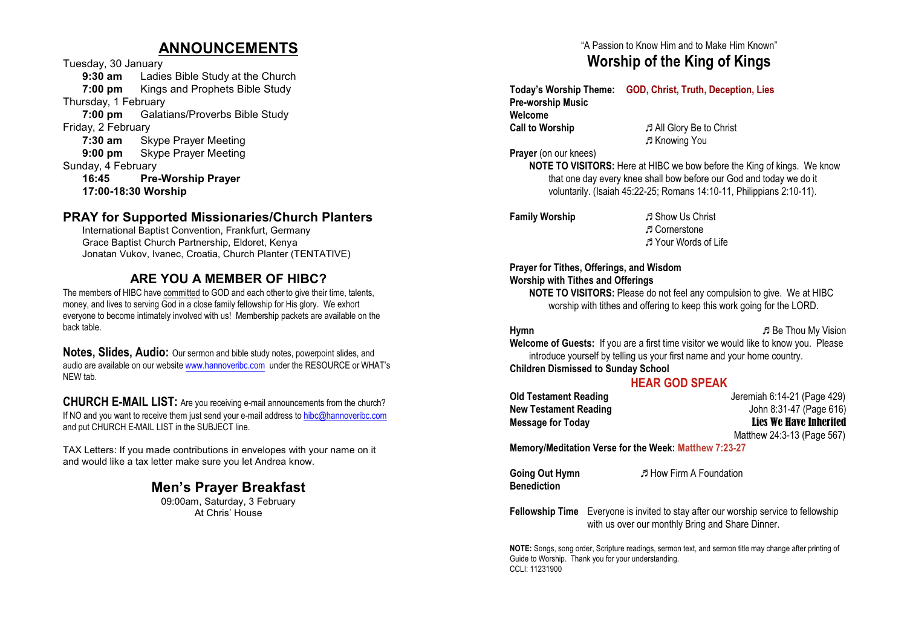# ANNOUNCEMENTS

Tuesday, 30 January

- **9:30 am** Ladies Bible Study at the Church
- **7:00 pm** Kings and Prophets Bible Study

Thursday, 1 February

- **7:00 pm** Galatians/Proverbs Bible Study

Friday, 2 February

- **7:30 am** Skype Prayer Meeting
- **9:00 pm** Skype Prayer Meeting

Sunday, 4 February

- **16:45 Pre-Worship Prayer**
- **17:00-18:30 Worship**

## PRAY for Supported Missionaries/Church Planters

International Baptist Convention, Frankfurt, Germany
Grace Baptist Church Partnership, Eldoret, Kenya
Jonatan Vukov, Ivanec, Croatia, Church Planter (TENTATIVE)

## ARE YOU A MEMBER OF HIBC?

The members of HIBC have committed to GOD and each other to give their time, talents, money, and lives to serving God in a close family fellowship for His glory. We exhort everyone to become intimately involved with us! Membership packets are available on the back table.

**Notes, Slides, Audio:** Our sermon and bible study notes, powerpoint slides, and audio are available on our website www.hannoveribc.com under the RESOURCE or WHAT's NEW tab.

**CHURCH E-MAIL LIST:** Are you receiving e-mail announcements from the church? If NO and you want to receive them just send your e-mail address to hibc@hannoveribc.com and put CHURCH E-MAIL LIST in the SUBJECT line.

TAX Letters: If you made contributions in envelopes with your name on it and would like a tax letter make sure you let Andrea know.

## Men's Prayer Breakfast

09:00am, Saturday, 3 February
At Chris' House

"A Passion to Know Him and to Make Him Known"

# Worship of the King of Kings

**Today's Worship Theme:** **GOD, Christ, Truth, Deception, Lies**

**Pre-worship Music**

**Welcome**

**Call to Worship** ♬ All Glory Be to Christ
♬ Knowing You

**Prayer** (on our knees)

**NOTE TO VISITORS:** Here at HIBC we bow before the King of kings. We know that one day every knee shall bow before our God and today we do it voluntarily. (Isaiah 45:22-25; Romans 14:10-11, Philippians 2:10-11).

**Family Worship** ♬ Show Us Christ
♬ Cornerstone
♬ Your Words of Life

**Prayer for Tithes, Offerings, and Wisdom**

**Worship with Tithes and Offerings**

**NOTE TO VISITORS:** Please do not feel any compulsion to give. We at HIBC worship with tithes and offering to keep this work going for the LORD.

**Hymn** ♬ Be Thou My Vision

**Welcome of Guests:** If you are a first time visitor we would like to know you. Please introduce yourself by telling us your first name and your home country.

**Children Dismissed to Sunday School**

## HEAR GOD SPEAK

**Old Testament Reading** Jeremiah 6:14-21 (Page 429)

**New Testament Reading** John 8:31-47 (Page 616)

**Message for Today** **Lies We Have Inherited**
Matthew 24:3-13 (Page 567)

**Memory/Meditation Verse for the Week:** **Matthew 7:23-27**

**Going Out Hymn** ♬ How Firm A Foundation

**Benediction**

**Fellowship Time** Everyone is invited to stay after our worship service to fellowship with us over our monthly Bring and Share Dinner.

**NOTE:** Songs, song order, Scripture readings, sermon text, and sermon title may change after printing of Guide to Worship. Thank you for your understanding.
CCLI: 11231900